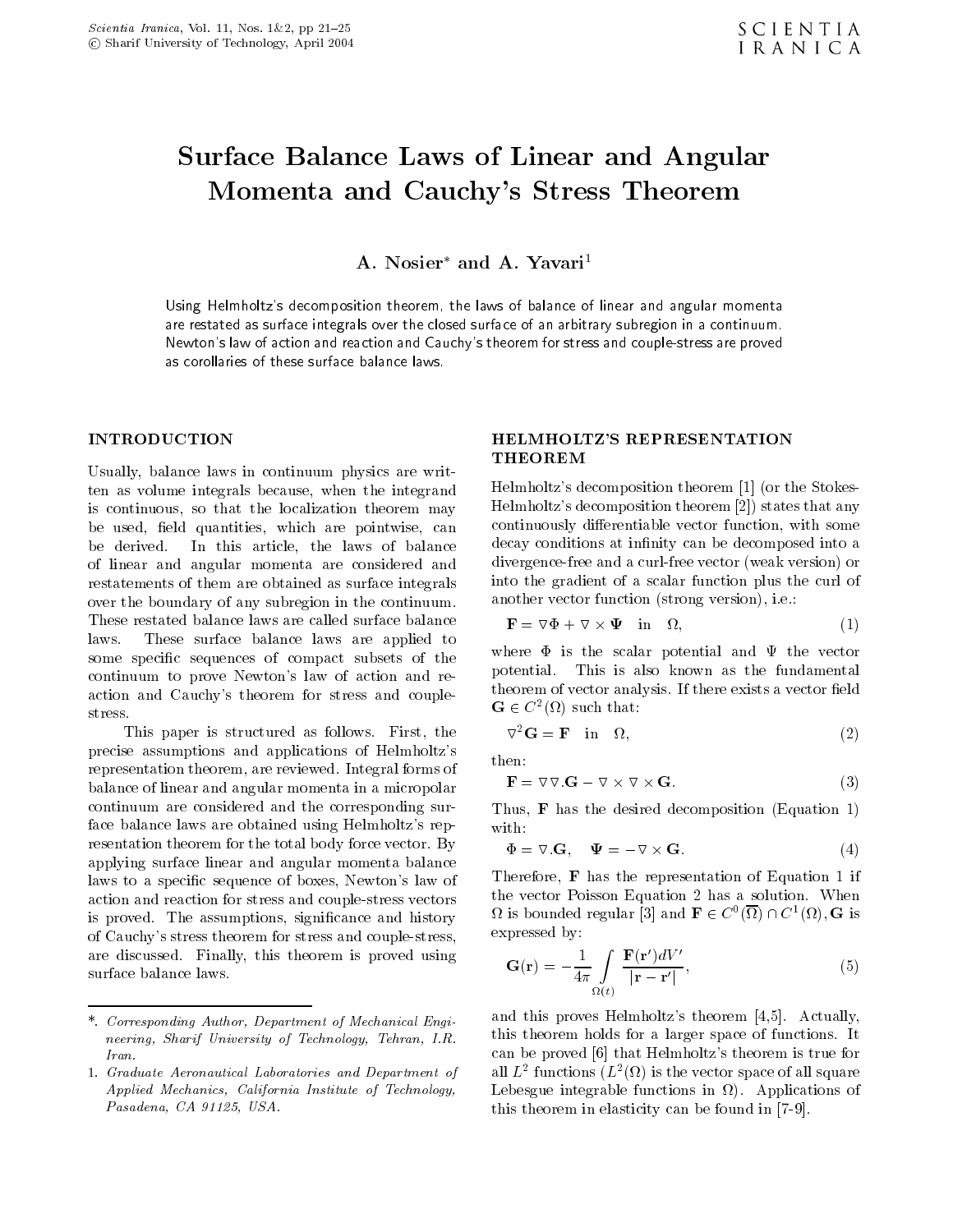# Surface Balance Laws of Linear and Angular Momenta and Cauchy's Stress Theorem

**A. Nosier\* and A. Yavari[1]**

Using Helmholtz's decomposition theorem, the laws of balance of linear and angular momenta are restated as surface integrals over the closed surface of an arbitrary subregion in a continuum. Newton's law of action and reaction and Cauchy's theorem for stress and couple-stress are proved as corollaries of these surface balance laws.

## INTRODUCTION

Usually, balance laws in continuum physics are written as volume integrals because, when the integrand is continuous, so that the localization theorem may be used, field quantities, which are pointwise, can be derived. In this article, the laws of balance of linear and angular momenta are considered and restatements of them are obtained as surface integrals over the boundary of any subregion in the continuum. These restated balance laws are called surface balance laws. These surface balance laws are applied to some specific sequences of compact subsets of the continuum to prove Newton's law of action and reaction and Cauchy's theorem for stress and couple-stress.

This paper is structured as follows. First, the precise assumptions and applications of Helmholtz's representation theorem, are reviewed. Integral forms of balance of linear and angular momenta in a micropolar continuum are considered and the corresponding surface balance laws are obtained using Helmholtz's representation theorem for the total body force vector. By applying surface linear and angular momenta balance laws to a specific sequence of boxes, Newton's law of action and reaction for stress and couple-stress vectors is proved. The assumptions, significance and history of Cauchy's stress theorem for stress and couple-stress, are discussed. Finally, this theorem is proved using surface balance laws.

## HELMHOLTZ'S REPRESENTATION THEOREM

Helmholtz's decomposition theorem [1] (or the Stokes-Helmholtz's decomposition theorem [2]) states that any continuously differentiable vector function, with some decay conditions at infinity can be decomposed into a divergence-free and a curl-free vector (weak version) or into the gradient of a scalar function plus the curl of another vector function (strong version), i.e.:

$$\mathbf{F} = \nabla\Phi + \nabla \times \mathbf{\Psi} \quad \text{in} \quad \Omega, \tag{1}$$

where $\Phi$ is the scalar potential and $\Psi$ the vector potential. This is also known as the fundamental theorem of vector analysis. If there exists a vector field $\mathbf{G} \in C^2(\Omega)$ such that:

$$\nabla^2\mathbf{G} = \mathbf{F} \quad \text{in} \quad \Omega, \tag{2}$$

then:

$$\mathbf{F} = \nabla\nabla.\mathbf{G} - \nabla \times \nabla \times \mathbf{G}. \tag{3}$$

Thus, $\mathbf{F}$ has the desired decomposition (Equation 1) with:

$$\Phi = \nabla.\mathbf{G}, \quad \mathbf{\Psi} = -\nabla \times \mathbf{G}. \tag{4}$$

Therefore, $\mathbf{F}$ has the representation of Equation 1 if the vector Poisson Equation 2 has a solution. When $\Omega$ is bounded regular [3] and $\mathbf{F} \in C^0(\overline{\Omega}) \cap C^1(\Omega)$, $\mathbf{G}$ is expressed by:

$$\mathbf{G}(\mathbf{r}) = -\frac{1}{4\pi}\int_{\Omega(t)} \frac{\mathbf{F}(\mathbf{r}')dV'}{|\mathbf{r} - \mathbf{r}'|}, \tag{5}$$

and this proves Helmholtz's theorem [4,5]. Actually, this theorem holds for a larger space of functions. It can be proved [6] that Helmholtz's theorem is true for all $L^2$ functions ($L^2(\Omega)$ is the vector space of all square Lebesgue integrable functions in $\Omega$). Applications of this theorem in elasticity can be found in [7-9].

---

\*. *Corresponding Author, Department of Mechanical Engineering, Sharif University of Technology, Tehran, I.R. Iran.*

1. *Graduate Aeronautical Laboratories and Department of Applied Mechanics, California Institute of Technology, Pasadena, CA 91125, USA.*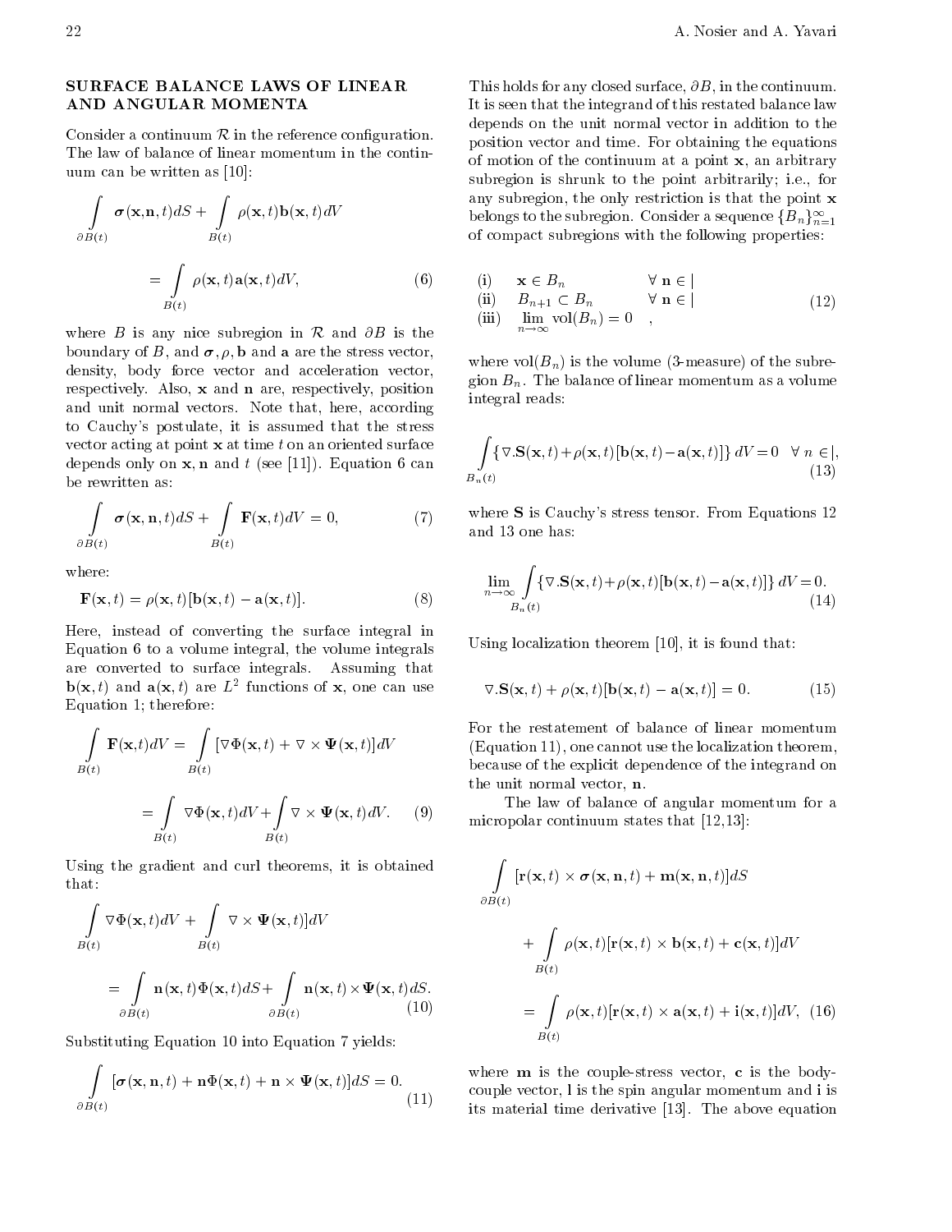## SURFACE BALANCE LAWS OF LINEAR AND ANGULAR MOMENTA

Consider a continuum $\mathcal{R}$ in the reference configuration. The law of balance of linear momentum in the continuum can be written as [10]:

$$\int_{\partial B(t)} \boldsymbol{\sigma}(\mathbf{x},\mathbf{n},t)dS + \int_{B(t)} \rho(\mathbf{x},t)\mathbf{b}(\mathbf{x},t)dV = \int_{B(t)} \rho(\mathbf{x},t)\mathbf{a}(\mathbf{x},t)dV, \tag{6}$$

where $B$ is any nice subregion in $\mathcal{R}$ and $\partial B$ is the boundary of $B$, and $\boldsymbol{\sigma}, \rho, \mathbf{b}$ and $\mathbf{a}$ are the stress vector, density, body force vector and acceleration vector, respectively. Also, $\mathbf{x}$ and $\mathbf{n}$ are, respectively, position and unit normal vectors. Note that, here, according to Cauchy's postulate, it is assumed that the stress vector acting at point $\mathbf{x}$ at time $t$ on an oriented surface depends only on $\mathbf{x}, \mathbf{n}$ and $t$ (see [11]). Equation 6 can be rewritten as:

$$\int_{\partial B(t)} \boldsymbol{\sigma}(\mathbf{x},\mathbf{n},t)dS + \int_{B(t)} \mathbf{F}(\mathbf{x},t)dV = 0, \tag{7}$$

where:

$$\mathbf{F}(\mathbf{x},t) = \rho(\mathbf{x},t)[\mathbf{b}(\mathbf{x},t) - \mathbf{a}(\mathbf{x},t)]. \tag{8}$$

Here, instead of converting the surface integral in Equation 6 to a volume integral, the volume integrals are converted to surface integrals. Assuming that $\mathbf{b}(\mathbf{x},t)$ and $\mathbf{a}(\mathbf{x},t)$ are $L^2$ functions of $\mathbf{x}$, one can use Equation 1; therefore:

$$\int_{B(t)} \mathbf{F}(\mathbf{x},t)dV = \int_{B(t)} [\nabla\Phi(\mathbf{x},t) + \nabla\times\boldsymbol{\Psi}(\mathbf{x},t)]dV = \int_{B(t)} \nabla\Phi(\mathbf{x},t)dV + \int_{B(t)} \nabla\times\boldsymbol{\Psi}(\mathbf{x},t)dV. \tag{9}$$

Using the gradient and curl theorems, it is obtained that:

$$\int_{B(t)} \nabla\Phi(\mathbf{x},t)dV + \int_{B(t)} \nabla\times\boldsymbol{\Psi}(\mathbf{x},t)]dV = \int_{\partial B(t)} \mathbf{n}(\mathbf{x},t)\Phi(\mathbf{x},t)dS + \int_{\partial B(t)} \mathbf{n}(\mathbf{x},t)\times\boldsymbol{\Psi}(\mathbf{x},t)dS. \tag{10}$$

Substituting Equation 10 into Equation 7 yields:

$$\int_{\partial B(t)} [\boldsymbol{\sigma}(\mathbf{x},\mathbf{n},t) + \mathbf{n}\Phi(\mathbf{x},t) + \mathbf{n}\times\boldsymbol{\Psi}(\mathbf{x},t)]dS = 0. \tag{11}$$

This holds for any closed surface, $\partial B$, in the continuum. It is seen that the integrand of this restated balance law depends on the unit normal vector in addition to the position vector and time. For obtaining the equations of motion of the continuum at a point $\mathbf{x}$, an arbitrary subregion is shrunk to the point arbitrarily; i.e., for any subregion, the only restriction is that the point $\mathbf{x}$ belongs to the subregion. Consider a sequence $\{B_n\}_{n=1}^{\infty}$ of compact subregions with the following properties:

$$\begin{array}{lll} \text{(i)} & \mathbf{x}\in B_n & \forall\, \mathbf{n}\in | \\ \text{(ii)} & B_{n+1}\subset B_n & \forall\, \mathbf{n}\in | \\ \text{(iii)} & \lim_{n\to\infty} \text{vol}(B_n) = 0 & , \end{array} \tag{12}$$

where $\text{vol}(B_n)$ is the volume (3-measure) of the subregion $B_n$. The balance of linear momentum as a volume integral reads:

$$\int_{B_n(t)} \{\nabla.\mathbf{S}(\mathbf{x},t) + \rho(\mathbf{x},t)[\mathbf{b}(\mathbf{x},t) - \mathbf{a}(\mathbf{x},t)]\}\, dV = 0 \quad \forall\, n\in |, \tag{13}$$

where $\mathbf{S}$ is Cauchy's stress tensor. From Equations 12 and 13 one has:

$$\lim_{n\to\infty} \int_{B_n(t)} \{\nabla.\mathbf{S}(\mathbf{x},t) + \rho(\mathbf{x},t)[\mathbf{b}(\mathbf{x},t) - \mathbf{a}(\mathbf{x},t)]\}\, dV = 0. \tag{14}$$

Using localization theorem [10], it is found that:

$$\nabla.\mathbf{S}(\mathbf{x},t) + \rho(\mathbf{x},t)[\mathbf{b}(\mathbf{x},t) - \mathbf{a}(\mathbf{x},t)] = 0. \tag{15}$$

For the restatement of balance of linear momentum (Equation 11), one cannot use the localization theorem, because of the explicit dependence of the integrand on the unit normal vector, $\mathbf{n}$.

The law of balance of angular momentum for a micropolar continuum states that [12,13]:

$$\int_{\partial B(t)} [\mathbf{r}(\mathbf{x},t)\times\boldsymbol{\sigma}(\mathbf{x},\mathbf{n},t) + \mathbf{m}(\mathbf{x},\mathbf{n},t)]dS + \int_{B(t)} \rho(\mathbf{x},t)[\mathbf{r}(\mathbf{x},t)\times\mathbf{b}(\mathbf{x},t) + \mathbf{c}(\mathbf{x},t)]dV = \int_{B(t)} \rho(\mathbf{x},t)[\mathbf{r}(\mathbf{x},t)\times\mathbf{a}(\mathbf{x},t) + \mathbf{i}(\mathbf{x},t)]dV, \tag{16}$$

where $\mathbf{m}$ is the couple-stress vector, $\mathbf{c}$ is the body-couple vector, $\mathbf{l}$ is the spin angular momentum and $\mathbf{i}$ is its material time derivative [13]. The above equation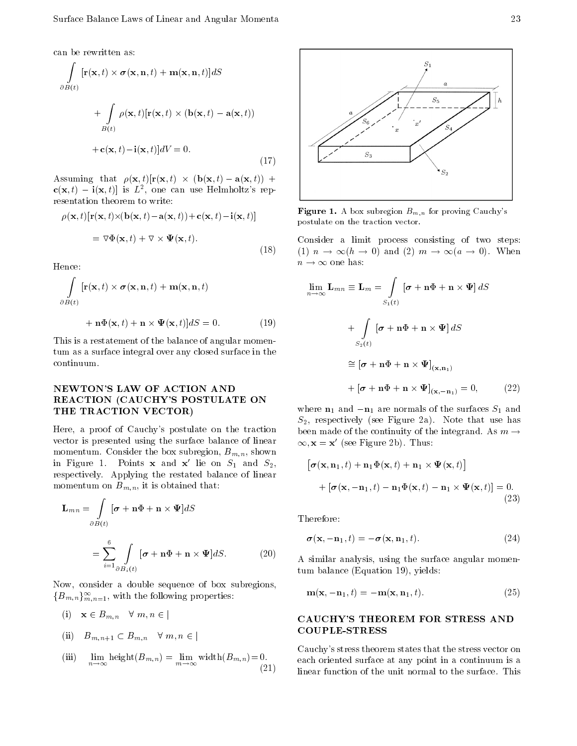can be rewritten as:

$$\int_{\partial B(t)} [\mathbf{r}(\mathbf{x},t) \times \boldsymbol{\sigma}(\mathbf{x},\mathbf{n},t) + \mathbf{m}(\mathbf{x},\mathbf{n},t)] dS$$

$$+ \int_{B(t)} \rho(\mathbf{x},t)[\mathbf{r}(\mathbf{x},t) \times (\mathbf{b}(\mathbf{x},t) - \mathbf{a}(\mathbf{x},t))$$

$$+ \mathbf{c}(\mathbf{x},t) - \mathbf{i}(\mathbf{x},t)] dV = 0. \tag{17}$$

Assuming that $\rho(\mathbf{x},t)[\mathbf{r}(\mathbf{x},t) \times (\mathbf{b}(\mathbf{x},t) - \mathbf{a}(\mathbf{x},t)) + \mathbf{c}(\mathbf{x},t) - \mathbf{i}(\mathbf{x},t)]$ is $L^2$, one can use Helmholtz's representation theorem to write:

$$\rho(\mathbf{x},t)[\mathbf{r}(\mathbf{x},t) \times (\mathbf{b}(\mathbf{x},t) - \mathbf{a}(\mathbf{x},t)) + \mathbf{c}(\mathbf{x},t) - \mathbf{i}(\mathbf{x},t)]$$

$$= \nabla \Phi(\mathbf{x},t) + \nabla \times \boldsymbol{\Psi}(\mathbf{x},t). \tag{18}$$

Hence:

$$\int_{\partial B(t)} [\mathbf{r}(\mathbf{x},t) \times \boldsymbol{\sigma}(\mathbf{x},\mathbf{n},t) + \mathbf{m}(\mathbf{x},\mathbf{n},t)$$

$$+ \mathbf{n}\Phi(\mathbf{x},t) + \mathbf{n} \times \boldsymbol{\Psi}(\mathbf{x},t)] dS = 0. \tag{19}$$

This is a restatement of the balance of angular momentum as a surface integral over any closed surface in the continuum.

## NEWTON'S LAW OF ACTION AND REACTION (CAUCHY'S POSTULATE ON THE TRACTION VECTOR)

Here, a proof of Cauchy's postulate on the traction vector is presented using the surface balance of linear momentum. Consider the box subregion, $B_{m,n}$, shown in Figure 1. Points $\mathbf{x}$ and $\mathbf{x}'$ lie on $S_1$ and $S_2$, respectively. Applying the restated balance of linear momentum on $B_{m,n}$, it is obtained that:

$$\mathbf{L}_{mn} = \int_{\partial B(t)} [\boldsymbol{\sigma} + \mathbf{n}\Phi + \mathbf{n} \times \boldsymbol{\Psi}] dS$$

$$= \sum_{i=1}^{6} \int_{\partial B_i(t)} [\boldsymbol{\sigma} + \mathbf{n}\Phi + \mathbf{n} \times \boldsymbol{\Psi}] dS. \tag{20}$$

Now, consider a double sequence of box subregions, $\{B_{m,n}\}_{m,n=1}^{\infty}$, with the following properties:

(i) $\mathbf{x} \in B_{m,n} \quad \forall\, m,n \in |$

(ii) $B_{m,n+1} \subset B_{m,n} \quad \forall\, m,n \in |$

(iii) $\lim_{n\to\infty} \text{height}(B_{m,n}) = \lim_{m\to\infty} \text{width}(B_{m,n}) = 0. \quad (21)$

Figure 1. A box subregion $B_{m,n}$ for proving Cauchy's postulate on the traction vector.

Consider a limit process consisting of two steps: (1) $n \to \infty (h \to 0)$ and (2) $m \to \infty (a \to 0)$. When $n \to \infty$ one has:

$$\lim_{n\to\infty} \mathbf{L}_{mn} \equiv \mathbf{L}_m = \int_{S_1(t)} [\boldsymbol{\sigma} + \mathbf{n}\Phi + \mathbf{n} \times \boldsymbol{\Psi}] dS$$

$$+ \int_{S_2(t)} [\boldsymbol{\sigma} + \mathbf{n}\Phi + \mathbf{n} \times \boldsymbol{\Psi}] dS$$

$$\cong [\boldsymbol{\sigma} + \mathbf{n}\Phi + \mathbf{n} \times \boldsymbol{\Psi}]_{(\mathbf{x},\mathbf{n}_1)}$$

$$+ [\boldsymbol{\sigma} + \mathbf{n}\Phi + \mathbf{n} \times \boldsymbol{\Psi}]_{(\mathbf{x},-\mathbf{n}_1)} = 0, \tag{22}$$

where $\mathbf{n}_1$ and $-\mathbf{n}_1$ are normals of the surfaces $S_1$ and $S_2$, respectively (see Figure 2a). Note that use has been made of the continuity of the integrand. As $m \to \infty, \mathbf{x} = \mathbf{x}'$ (see Figure 2b). Thus:

$$[\boldsymbol{\sigma}(\mathbf{x},\mathbf{n}_1,t) + \mathbf{n}_1\Phi(\mathbf{x},t) + \mathbf{n}_1 \times \boldsymbol{\Psi}(\mathbf{x},t)]$$

$$+ [\boldsymbol{\sigma}(\mathbf{x},-\mathbf{n}_1,t) - \mathbf{n}_1\Phi(\mathbf{x},t) - \mathbf{n}_1 \times \boldsymbol{\Psi}(\mathbf{x},t)] = 0. \tag{23}$$

Therefore:

$$\boldsymbol{\sigma}(\mathbf{x},-\mathbf{n}_1,t) = -\boldsymbol{\sigma}(\mathbf{x},\mathbf{n}_1,t). \tag{24}$$

A similar analysis, using the surface angular momentum balance (Equation 19), yields:

$$\mathbf{m}(\mathbf{x},-\mathbf{n}_1,t) = -\mathbf{m}(\mathbf{x},\mathbf{n}_1,t). \tag{25}$$

## CAUCHY'S THEOREM FOR STRESS AND COUPLE-STRESS

Cauchy's stress theorem states that the stress vector on each oriented surface at any point in a continuum is a linear function of the unit normal to the surface. This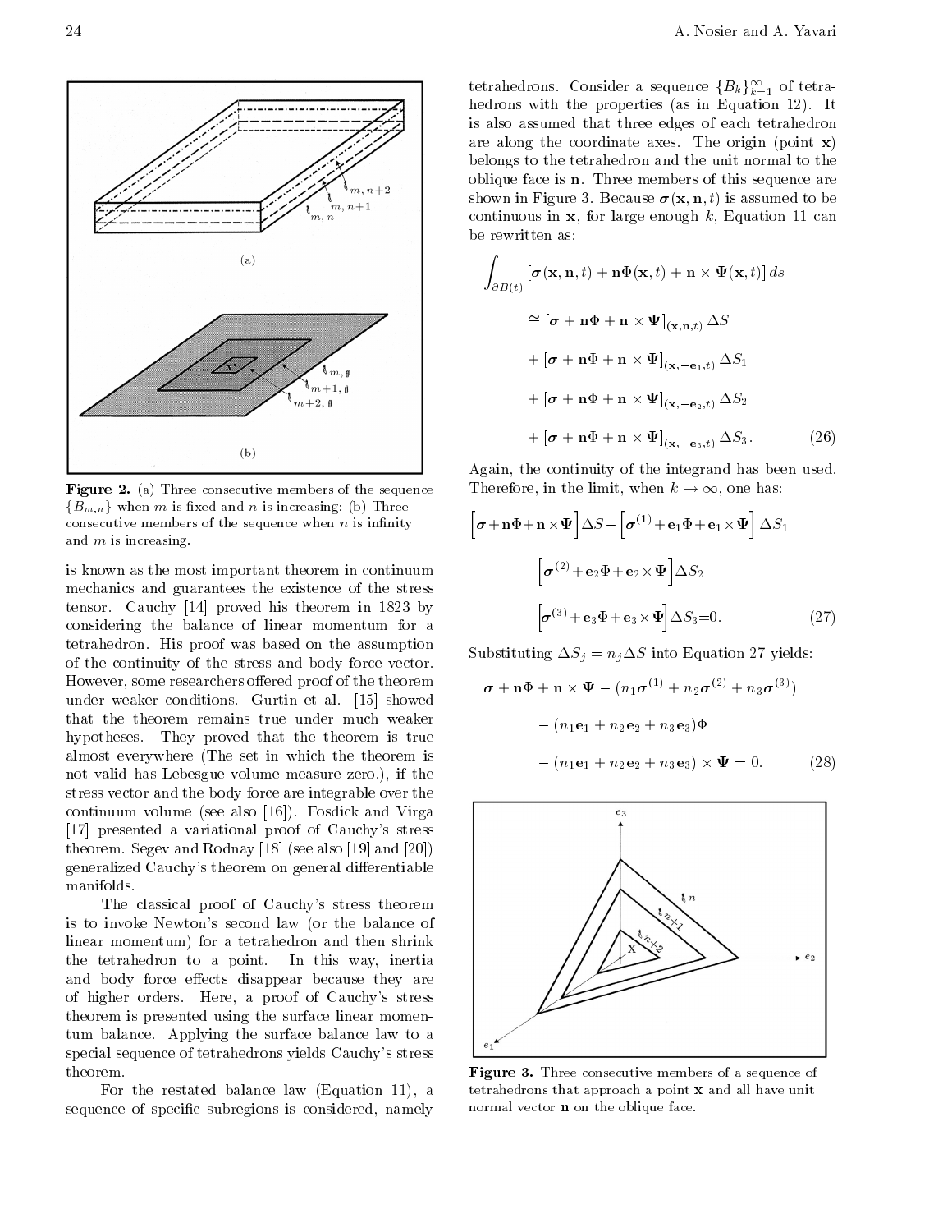Figure 2. (a) Three consecutive members of the sequence $\{B_{m,n}\}$ when $m$ is fixed and $n$ is increasing; (b) Three consecutive members of the sequence when $n$ is infinity and $m$ is increasing.

is known as the most important theorem in continuum mechanics and guarantees the existence of the stress tensor. Cauchy [14] proved his theorem in 1823 by considering the balance of linear momentum for a tetrahedron. His proof was based on the assumption of the continuity of the stress and body force vector. However, some researchers offered proof of the theorem under weaker conditions. Gurtin et al. [15] showed that the theorem remains true under much weaker hypotheses. They proved that the theorem is true almost everywhere (The set in which the theorem is not valid has Lebesgue volume measure zero.), if the stress vector and the body force are integrable over the continuum volume (see also [16]). Fosdick and Virga [17] presented a variational proof of Cauchy's stress theorem. Segev and Rodnay [18] (see also [19] and [20]) generalized Cauchy's theorem on general differentiable manifolds.

The classical proof of Cauchy's stress theorem is to invoke Newton's second law (or the balance of linear momentum) for a tetrahedron and then shrink the tetrahedron to a point. In this way, inertia and body force effects disappear because they are of higher orders. Here, a proof of Cauchy's stress theorem is presented using the surface linear momentum balance. Applying the surface balance law to a special sequence of tetrahedrons yields Cauchy's stress theorem.

For the restated balance law (Equation 11), a sequence of specific subregions is considered, namely tetrahedrons. Consider a sequence $\{B_k\}_{k=1}^{\infty}$ of tetrahedrons with the properties (as in Equation 12). It is also assumed that three edges of each tetrahedron are along the coordinate axes. The origin (point $\mathbf{x}$) belongs to the tetrahedron and the unit normal to the oblique face is $\mathbf{n}$. Three members of this sequence are shown in Figure 3. Because $\boldsymbol{\sigma}(\mathbf{x},\mathbf{n},t)$ is assumed to be continuous in $\mathbf{x}$, for large enough $k$, Equation 11 can be rewritten as:

$$\begin{aligned}\int_{\partial B(t)} &[\boldsymbol{\sigma}(\mathbf{x},\mathbf{n},t)+\mathbf{n}\Phi(\mathbf{x},t)+\mathbf{n}\times\boldsymbol{\Psi}(\mathbf{x},t)]\,ds\\
&\cong[\boldsymbol{\sigma}+\mathbf{n}\Phi+\mathbf{n}\times\boldsymbol{\Psi}]_{(\mathbf{x},\mathbf{n},t)}\,\Delta S\\
&+[\boldsymbol{\sigma}+\mathbf{n}\Phi+\mathbf{n}\times\boldsymbol{\Psi}]_{(\mathbf{x},-\mathbf{e}_1,t)}\,\Delta S_1\\
&+[\boldsymbol{\sigma}+\mathbf{n}\Phi+\mathbf{n}\times\boldsymbol{\Psi}]_{(\mathbf{x},-\mathbf{e}_2,t)}\,\Delta S_2\\
&+[\boldsymbol{\sigma}+\mathbf{n}\Phi+\mathbf{n}\times\boldsymbol{\Psi}]_{(\mathbf{x},-\mathbf{e}_3,t)}\,\Delta S_3.\end{aligned}\qquad(26)$$

Again, the continuity of the integrand has been used. Therefore, in the limit, when $k\to\infty$, one has:

$$\begin{aligned}&\left[\boldsymbol{\sigma}+\mathbf{n}\Phi+\mathbf{n}\times\boldsymbol{\Psi}\right]\Delta S-\left[\boldsymbol{\sigma}^{(1)}+\mathbf{e}_1\Phi+\mathbf{e}_1\times\boldsymbol{\Psi}\right]\Delta S_1\\
&-\left[\boldsymbol{\sigma}^{(2)}+\mathbf{e}_2\Phi+\mathbf{e}_2\times\boldsymbol{\Psi}\right]\Delta S_2\\
&-\left[\boldsymbol{\sigma}^{(3)}+\mathbf{e}_3\Phi+\mathbf{e}_3\times\boldsymbol{\Psi}\right]\Delta S_3=0.\end{aligned}\qquad(27)$$

Substituting $\Delta S_j=n_j\Delta S$ into Equation 27 yields:

$$\begin{aligned}&\boldsymbol{\sigma}+\mathbf{n}\Phi+\mathbf{n}\times\boldsymbol{\Psi}-(n_1\boldsymbol{\sigma}^{(1)}+n_2\boldsymbol{\sigma}^{(2)}+n_3\boldsymbol{\sigma}^{(3)})\\
&-(n_1\mathbf{e}_1+n_2\mathbf{e}_2+n_3\mathbf{e}_3)\Phi\\
&-(n_1\mathbf{e}_1+n_2\mathbf{e}_2+n_3\mathbf{e}_3)\times\boldsymbol{\Psi}=0.\end{aligned}\qquad(28)$$

Figure 3. Three consecutive members of a sequence of tetrahedrons that approach a point $\mathbf{x}$ and all have unit normal vector $\mathbf{n}$ on the oblique face.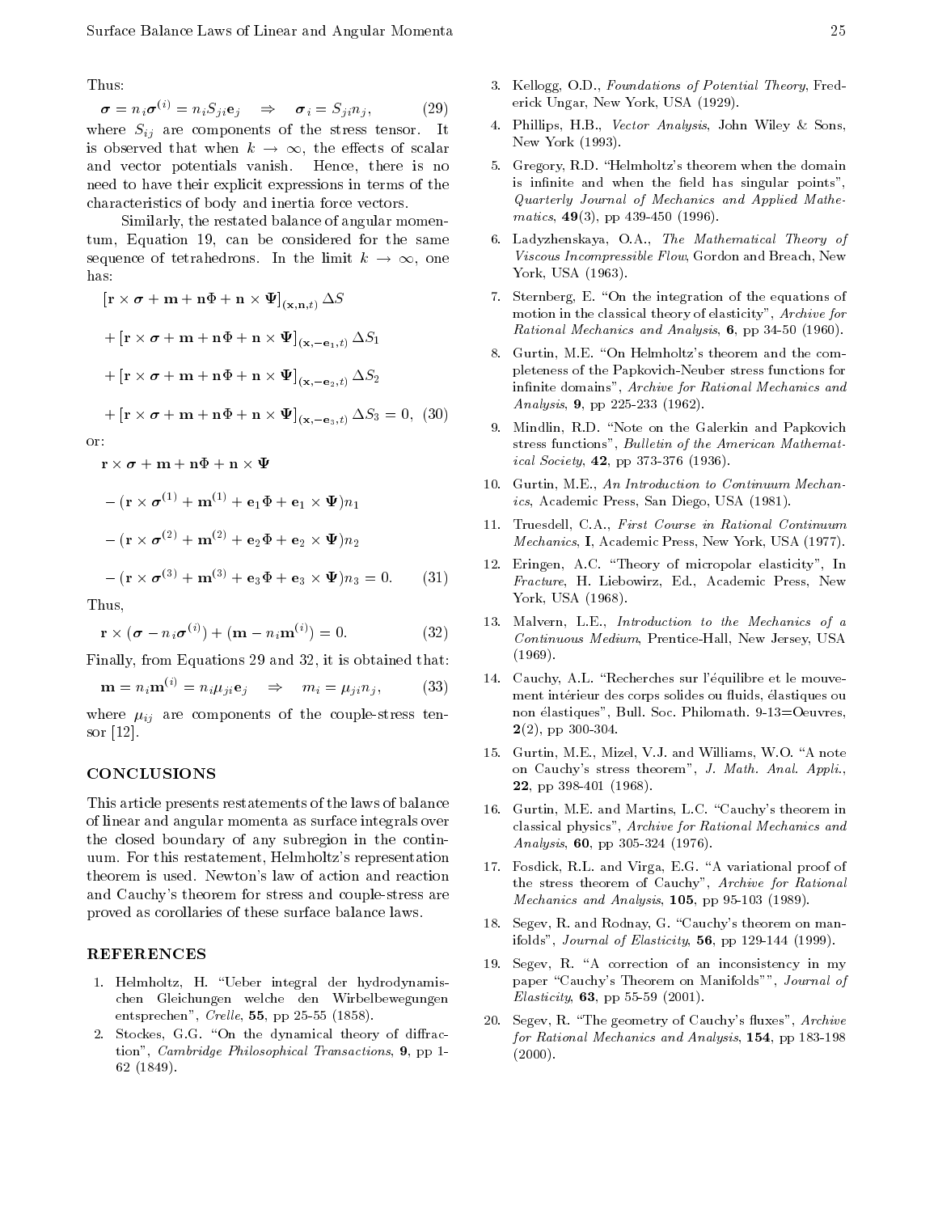Thus:

$$\boldsymbol{\sigma} = n_i \boldsymbol{\sigma}^{(i)} = n_i S_{ji} \mathbf{e}_j \quad \Rightarrow \quad \sigma_i = S_{ji} n_j, \tag{29}$$

where $S_{ij}$ are components of the stress tensor. It is observed that when $k \to \infty$, the effects of scalar and vector potentials vanish. Hence, there is no need to have their explicit expressions in terms of the characteristics of body and inertia force vectors.

Similarly, the restated balance of angular momentum, Equation 19, can be considered for the same sequence of tetrahedrons. In the limit $k \to \infty$, one has:

$$\begin{aligned}
&[\mathbf{r} \times \boldsymbol{\sigma} + \mathbf{m} + \mathbf{n}\Phi + \mathbf{n} \times \boldsymbol{\Psi}]_{(\mathbf{x},\mathbf{n},t)} \Delta S \\
&+ [\mathbf{r} \times \boldsymbol{\sigma} + \mathbf{m} + \mathbf{n}\Phi + \mathbf{n} \times \boldsymbol{\Psi}]_{(\mathbf{x},-\mathbf{e}_1,t)} \Delta S_1 \\
&+ [\mathbf{r} \times \boldsymbol{\sigma} + \mathbf{m} + \mathbf{n}\Phi + \mathbf{n} \times \boldsymbol{\Psi}]_{(\mathbf{x},-\mathbf{e}_2,t)} \Delta S_2 \\
&+ [\mathbf{r} \times \boldsymbol{\sigma} + \mathbf{m} + \mathbf{n}\Phi + \mathbf{n} \times \boldsymbol{\Psi}]_{(\mathbf{x},-\mathbf{e}_3,t)} \Delta S_3 = 0,
\end{aligned} \tag{30}$$

or:

$$\begin{aligned}
&\mathbf{r} \times \boldsymbol{\sigma} + \mathbf{m} + \mathbf{n}\Phi + \mathbf{n} \times \boldsymbol{\Psi} \\
&- (\mathbf{r} \times \boldsymbol{\sigma}^{(1)} + \mathbf{m}^{(1)} + \mathbf{e}_1\Phi + \mathbf{e}_1 \times \boldsymbol{\Psi}) n_1 \\
&- (\mathbf{r} \times \boldsymbol{\sigma}^{(2)} + \mathbf{m}^{(2)} + \mathbf{e}_2\Phi + \mathbf{e}_2 \times \boldsymbol{\Psi}) n_2 \\
&- (\mathbf{r} \times \boldsymbol{\sigma}^{(3)} + \mathbf{m}^{(3)} + \mathbf{e}_3\Phi + \mathbf{e}_3 \times \boldsymbol{\Psi}) n_3 = 0.
\end{aligned} \tag{31}$$

Thus,

$$\mathbf{r} \times (\boldsymbol{\sigma} - n_i \boldsymbol{\sigma}^{(i)}) + (\mathbf{m} - n_i \mathbf{m}^{(i)}) = 0. \tag{32}$$

Finally, from Equations 29 and 32, it is obtained that:

$$\mathbf{m} = n_i \mathbf{m}^{(i)} = n_i \mu_{ji} \mathbf{e}_j \quad \Rightarrow \quad m_i = \mu_{ji} n_j, \tag{33}$$

where $\mu_{ij}$ are components of the couple-stress tensor [12].

## CONCLUSIONS

This article presents restatements of the laws of balance of linear and angular momenta as surface integrals over the closed boundary of any subregion in the continuum. For this restatement, Helmholtz's representation theorem is used. Newton's law of action and reaction and Cauchy's theorem for stress and couple-stress are proved as corollaries of these surface balance laws.

## REFERENCES

1. Helmholtz, H. "Ueber integral der hydrodynamischen Gleichungen welche den Wirbelbewegungen entsprechen", *Crelle*, **55**, pp 25-55 (1858).
2. Stockes, G.G. "On the dynamical theory of diffraction", *Cambridge Philosophical Transactions*, **9**, pp 1-62 (1849).
3. Kellogg, O.D., *Foundations of Potential Theory*, Frederick Ungar, New York, USA (1929).
4. Phillips, H.B., *Vector Analysis*, John Wiley & Sons, New York (1993).
5. Gregory, R.D. "Helmholtz's theorem when the domain is infinite and when the field has singular points", *Quarterly Journal of Mechanics and Applied Mathematics*, **49**(3), pp 439-450 (1996).
6. Ladyzhenskaya, O.A., *The Mathematical Theory of Viscous Incompressible Flow*, Gordon and Breach, New York, USA (1963).
7. Sternberg, E. "On the integration of the equations of motion in the classical theory of elasticity", *Archive for Rational Mechanics and Analysis*, **6**, pp 34-50 (1960).
8. Gurtin, M.E. "On Helmholtz's theorem and the completeness of the Papkovich-Neuber stress functions for infinite domains", *Archive for Rational Mechanics and Analysis*, **9**, pp 225-233 (1962).
9. Mindlin, R.D. "Note on the Galerkin and Papkovich stress functions", *Bulletin of the American Mathematical Society*, **42**, pp 373-376 (1936).
10. Gurtin, M.E., *An Introduction to Continuum Mechanics*, Academic Press, San Diego, USA (1981).
11. Truesdell, C.A., *First Course in Rational Continuum Mechanics*, **I**, Academic Press, New York, USA (1977).
12. Eringen, A.C. "Theory of micropolar elasticity", In *Fracture*, H. Liebowirz, Ed., Academic Press, New York, USA (1968).
13. Malvern, L.E., *Introduction to the Mechanics of a Continuous Medium*, Prentice-Hall, New Jersey, USA (1969).
14. Cauchy, A.L. "Recherches sur l'équilibre et le mouvement intérieur des corps solides ou fluids, élastiques ou non élastiques", Bull. Soc. Philomath. 9-13=Oeuvres, **2**(2), pp 300-304.
15. Gurtin, M.E., Mizel, V.J. and Williams, W.O. "A note on Cauchy's stress theorem", *J. Math. Anal. Appli.*, **22**, pp 398-401 (1968).
16. Gurtin, M.E. and Martins, L.C. "Cauchy's theorem in classical physics", *Archive for Rational Mechanics and Analysis*, **60**, pp 305-324 (1976).
17. Fosdick, R.L. and Virga, E.G. "A variational proof of the stress theorem of Cauchy", *Archive for Rational Mechanics and Analysis*, **105**, pp 95-103 (1989).
18. Segev, R. and Rodnay, G. "Cauchy's theorem on manifolds", *Journal of Elasticity*, **56**, pp 129-144 (1999).
19. Segev, R. "A correction of an inconsistency in my paper "Cauchy's Theorem on Manifolds"", *Journal of Elasticity*, **63**, pp 55-59 (2001).
20. Segev, R. "The geometry of Cauchy's fluxes", *Archive for Rational Mechanics and Analysis*, **154**, pp 183-198 (2000).